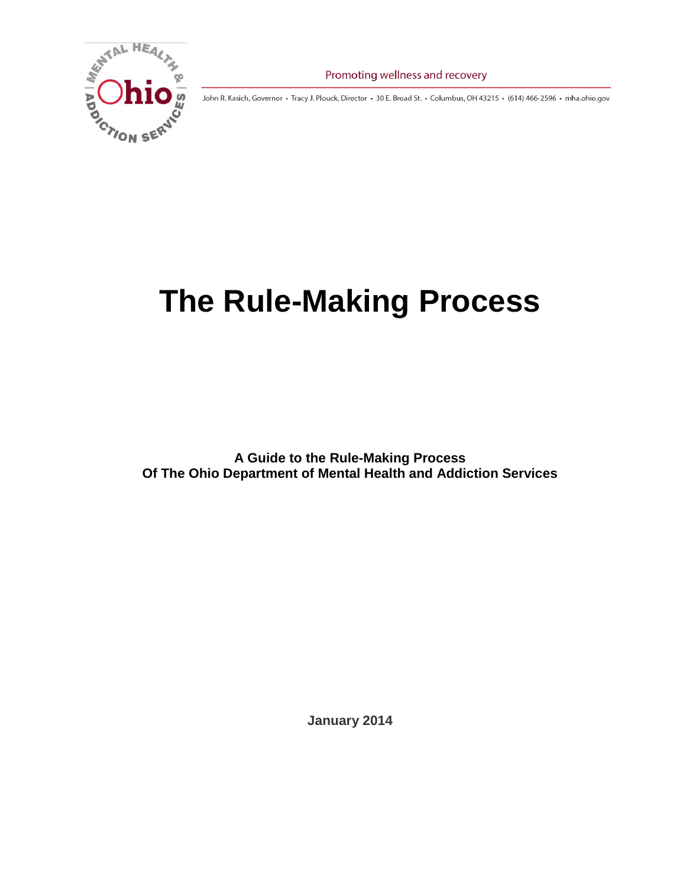Promoting wellness and recovery

John R. Kasich, Governor • Tracy J. Plouck, Director • 30 E. Broad St. • Columbus, OH 43215 • (614) 466-2596 • mha.ohio.gov

# The Rule-Making Process

**A Guide to the Rule-Making Process**
**Of The Ohio Department of Mental Health and Addiction Services**

**January 2014**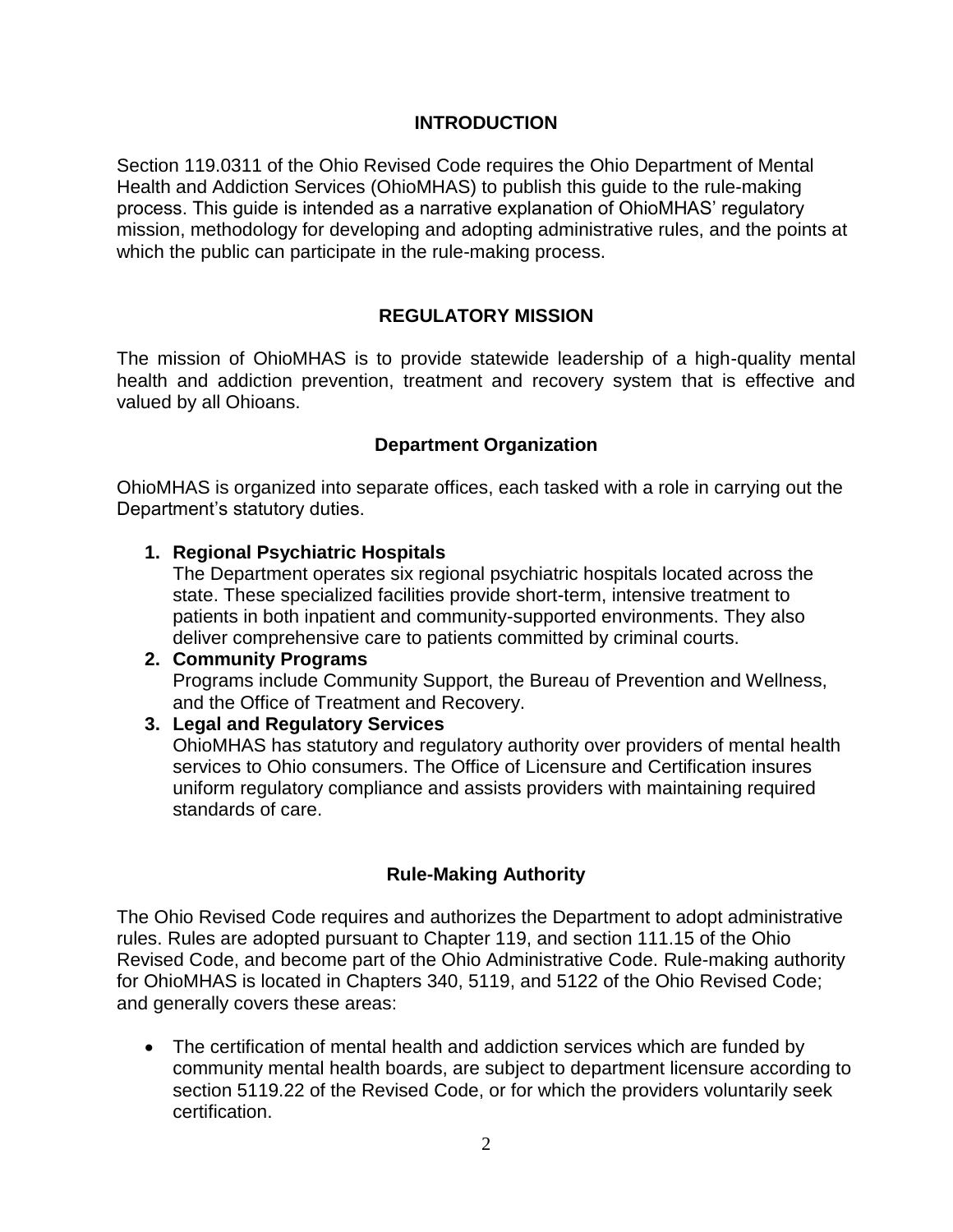## INTRODUCTION

Section 119.0311 of the Ohio Revised Code requires the Ohio Department of Mental Health and Addiction Services (OhioMHAS) to publish this guide to the rule-making process. This guide is intended as a narrative explanation of OhioMHAS' regulatory mission, methodology for developing and adopting administrative rules, and the points at which the public can participate in the rule-making process.

## REGULATORY MISSION

The mission of OhioMHAS is to provide statewide leadership of a high-quality mental health and addiction prevention, treatment and recovery system that is effective and valued by all Ohioans.

### Department Organization

OhioMHAS is organized into separate offices, each tasked with a role in carrying out the Department's statutory duties.

1. **Regional Psychiatric Hospitals**
   The Department operates six regional psychiatric hospitals located across the state. These specialized facilities provide short-term, intensive treatment to patients in both inpatient and community-supported environments. They also deliver comprehensive care to patients committed by criminal courts.
2. **Community Programs**
   Programs include Community Support, the Bureau of Prevention and Wellness, and the Office of Treatment and Recovery.
3. **Legal and Regulatory Services**
   OhioMHAS has statutory and regulatory authority over providers of mental health services to Ohio consumers. The Office of Licensure and Certification insures uniform regulatory compliance and assists providers with maintaining required standards of care.

### Rule-Making Authority

The Ohio Revised Code requires and authorizes the Department to adopt administrative rules. Rules are adopted pursuant to Chapter 119, and section 111.15 of the Ohio Revised Code, and become part of the Ohio Administrative Code. Rule-making authority for OhioMHAS is located in Chapters 340, 5119, and 5122 of the Ohio Revised Code; and generally covers these areas:

- The certification of mental health and addiction services which are funded by community mental health boards, are subject to department licensure according to section 5119.22 of the Revised Code, or for which the providers voluntarily seek certification.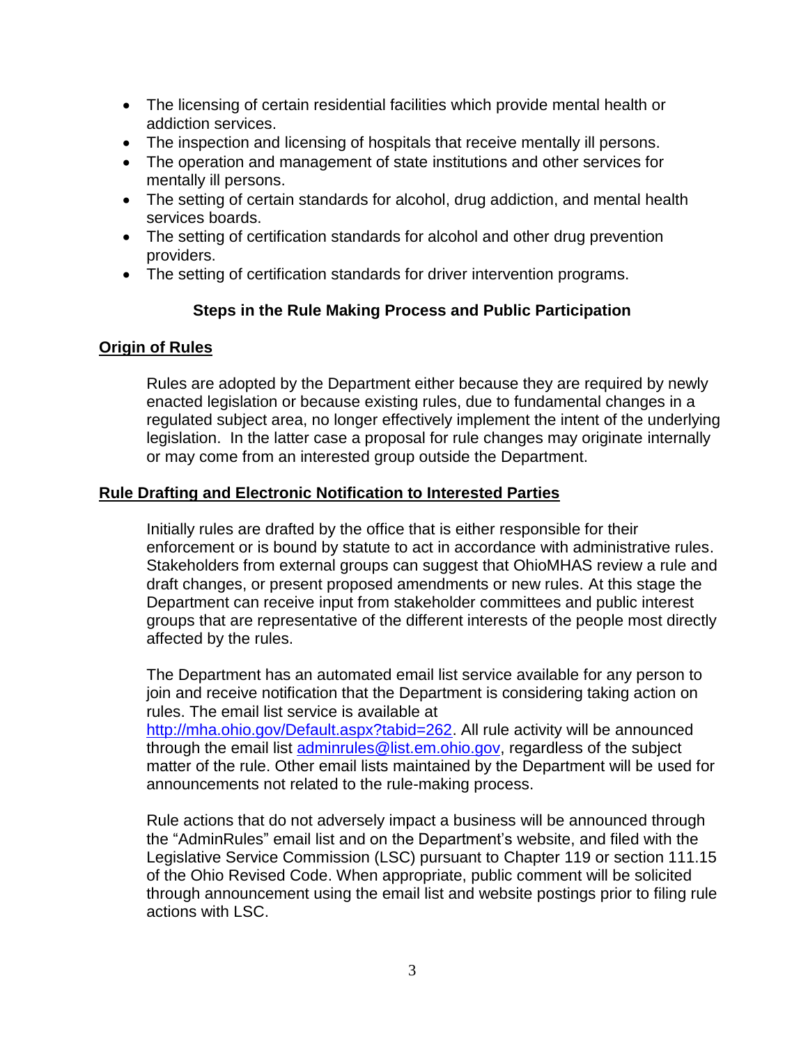- The licensing of certain residential facilities which provide mental health or addiction services.
- The inspection and licensing of hospitals that receive mentally ill persons.
- The operation and management of state institutions and other services for mentally ill persons.
- The setting of certain standards for alcohol, drug addiction, and mental health services boards.
- The setting of certification standards for alcohol and other drug prevention providers.
- The setting of certification standards for driver intervention programs.

## Steps in the Rule Making Process and Public Participation

### Origin of Rules

Rules are adopted by the Department either because they are required by newly enacted legislation or because existing rules, due to fundamental changes in a regulated subject area, no longer effectively implement the intent of the underlying legislation. In the latter case a proposal for rule changes may originate internally or may come from an interested group outside the Department.

### Rule Drafting and Electronic Notification to Interested Parties

Initially rules are drafted by the office that is either responsible for their enforcement or is bound by statute to act in accordance with administrative rules. Stakeholders from external groups can suggest that OhioMHAS review a rule and draft changes, or present proposed amendments or new rules. At this stage the Department can receive input from stakeholder committees and public interest groups that are representative of the different interests of the people most directly affected by the rules.

The Department has an automated email list service available for any person to join and receive notification that the Department is considering taking action on rules. The email list service is available at http://mha.ohio.gov/Default.aspx?tabid=262. All rule activity will be announced through the email list adminrules@list.em.ohio.gov, regardless of the subject matter of the rule. Other email lists maintained by the Department will be used for announcements not related to the rule-making process.

Rule actions that do not adversely impact a business will be announced through the “AdminRules” email list and on the Department’s website, and filed with the Legislative Service Commission (LSC) pursuant to Chapter 119 or section 111.15 of the Ohio Revised Code. When appropriate, public comment will be solicited through announcement using the email list and website postings prior to filing rule actions with LSC.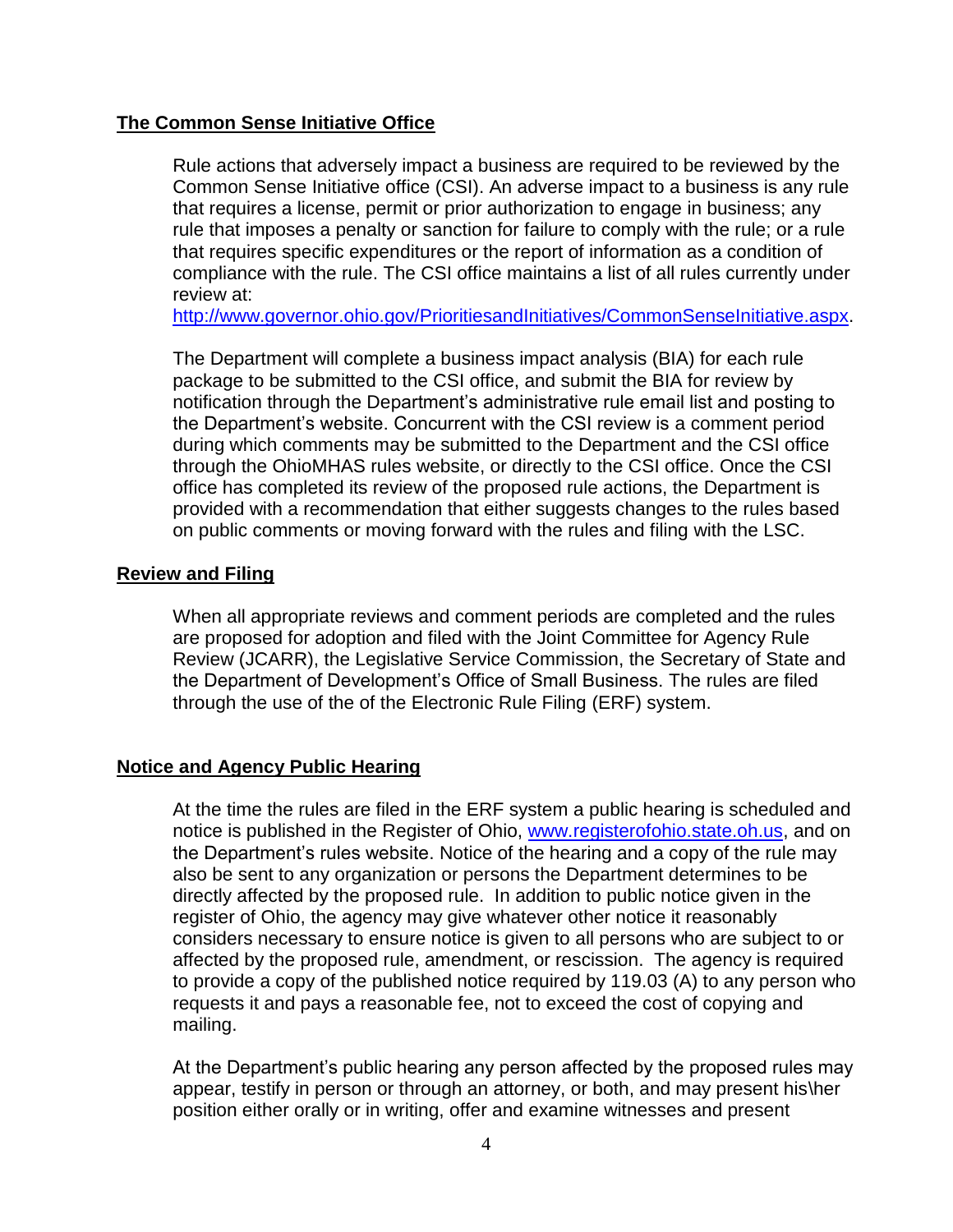## The Common Sense Initiative Office

Rule actions that adversely impact a business are required to be reviewed by the Common Sense Initiative office (CSI). An adverse impact to a business is any rule that requires a license, permit or prior authorization to engage in business; any rule that imposes a penalty or sanction for failure to comply with the rule; or a rule that requires specific expenditures or the report of information as a condition of compliance with the rule. The CSI office maintains a list of all rules currently under review at: http://www.governor.ohio.gov/PrioritiesandInitiatives/CommonSenseInitiative.aspx.

The Department will complete a business impact analysis (BIA) for each rule package to be submitted to the CSI office, and submit the BIA for review by notification through the Department's administrative rule email list and posting to the Department's website. Concurrent with the CSI review is a comment period during which comments may be submitted to the Department and the CSI office through the OhioMHAS rules website, or directly to the CSI office. Once the CSI office has completed its review of the proposed rule actions, the Department is provided with a recommendation that either suggests changes to the rules based on public comments or moving forward with the rules and filing with the LSC.

## Review and Filing

When all appropriate reviews and comment periods are completed and the rules are proposed for adoption and filed with the Joint Committee for Agency Rule Review (JCARR), the Legislative Service Commission, the Secretary of State and the Department of Development's Office of Small Business. The rules are filed through the use of the of the Electronic Rule Filing (ERF) system.

## Notice and Agency Public Hearing

At the time the rules are filed in the ERF system a public hearing is scheduled and notice is published in the Register of Ohio, www.registerofohio.state.oh.us, and on the Department's rules website. Notice of the hearing and a copy of the rule may also be sent to any organization or persons the Department determines to be directly affected by the proposed rule. In addition to public notice given in the register of Ohio, the agency may give whatever other notice it reasonably considers necessary to ensure notice is given to all persons who are subject to or affected by the proposed rule, amendment, or rescission. The agency is required to provide a copy of the published notice required by 119.03 (A) to any person who requests it and pays a reasonable fee, not to exceed the cost of copying and mailing.

At the Department's public hearing any person affected by the proposed rules may appear, testify in person or through an attorney, or both, and may present his\her position either orally or in writing, offer and examine witnesses and present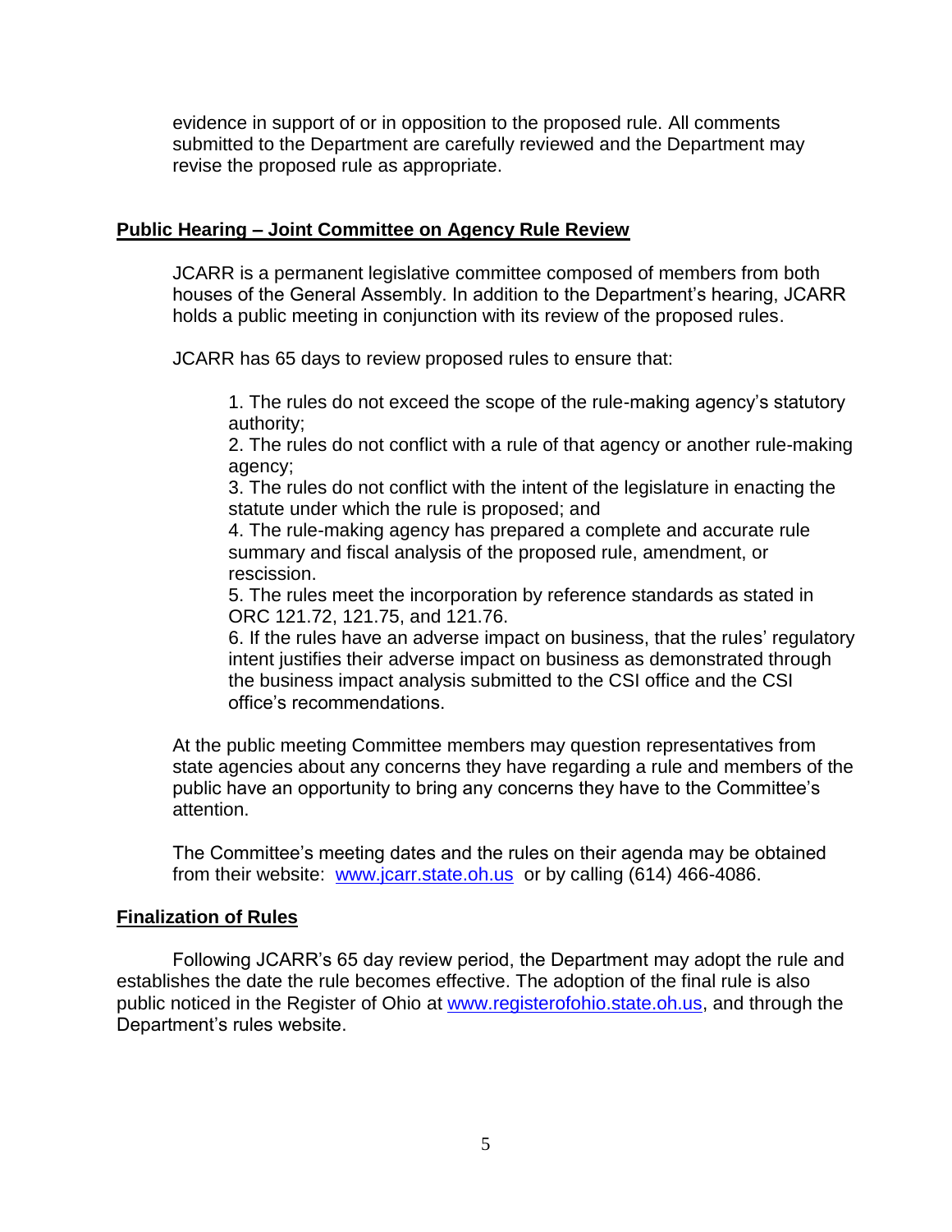evidence in support of or in opposition to the proposed rule. All comments submitted to the Department are carefully reviewed and the Department may revise the proposed rule as appropriate.

**Public Hearing – Joint Committee on Agency Rule Review**

JCARR is a permanent legislative committee composed of members from both houses of the General Assembly. In addition to the Department's hearing, JCARR holds a public meeting in conjunction with its review of the proposed rules.

JCARR has 65 days to review proposed rules to ensure that:

1. The rules do not exceed the scope of the rule-making agency's statutory authority;
2. The rules do not conflict with a rule of that agency or another rule-making agency;
3. The rules do not conflict with the intent of the legislature in enacting the statute under which the rule is proposed; and
4. The rule-making agency has prepared a complete and accurate rule summary and fiscal analysis of the proposed rule, amendment, or rescission.
5. The rules meet the incorporation by reference standards as stated in ORC 121.72, 121.75, and 121.76.
6. If the rules have an adverse impact on business, that the rules' regulatory intent justifies their adverse impact on business as demonstrated through the business impact analysis submitted to the CSI office and the CSI office's recommendations.

At the public meeting Committee members may question representatives from state agencies about any concerns they have regarding a rule and members of the public have an opportunity to bring any concerns they have to the Committee's attention.

The Committee's meeting dates and the rules on their agenda may be obtained from their website: www.jcarr.state.oh.us or by calling (614) 466-4086.

**Finalization of Rules**

Following JCARR's 65 day review period, the Department may adopt the rule and establishes the date the rule becomes effective. The adoption of the final rule is also public noticed in the Register of Ohio at www.registerofohio.state.oh.us, and through the Department's rules website.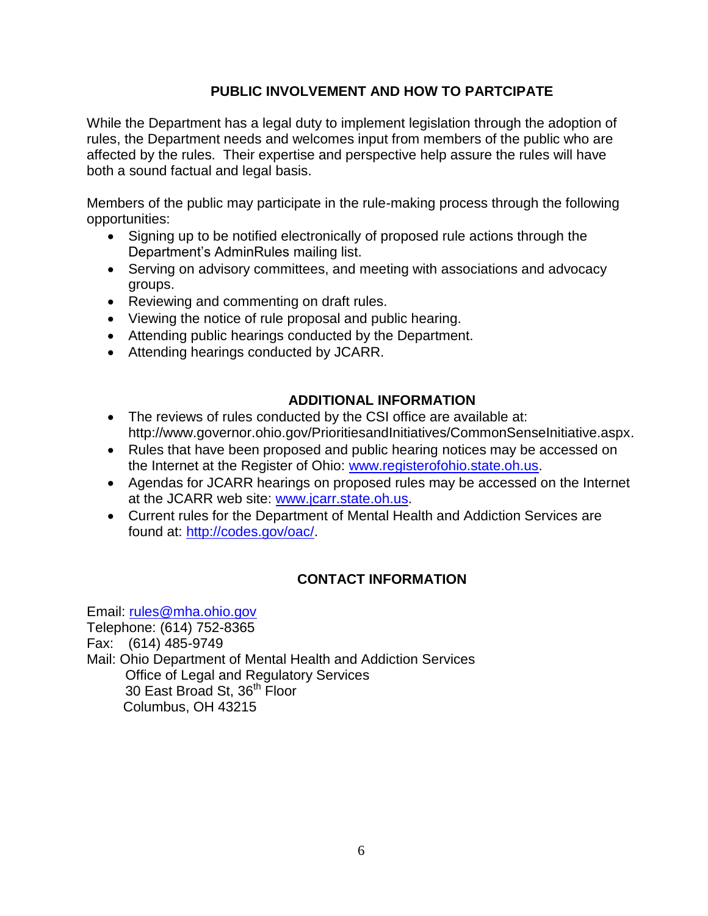## PUBLIC INVOLVEMENT AND HOW TO PARTCIPATE

While the Department has a legal duty to implement legislation through the adoption of rules, the Department needs and welcomes input from members of the public who are affected by the rules. Their expertise and perspective help assure the rules will have both a sound factual and legal basis.

Members of the public may participate in the rule-making process through the following opportunities:

- Signing up to be notified electronically of proposed rule actions through the Department's AdminRules mailing list.
- Serving on advisory committees, and meeting with associations and advocacy groups.
- Reviewing and commenting on draft rules.
- Viewing the notice of rule proposal and public hearing.
- Attending public hearings conducted by the Department.
- Attending hearings conducted by JCARR.

## ADDITIONAL INFORMATION

- The reviews of rules conducted by the CSI office are available at: http://www.governor.ohio.gov/PrioritiesandInitiatives/CommonSenseInitiative.aspx.
- Rules that have been proposed and public hearing notices may be accessed on the Internet at the Register of Ohio: www.registerofohio.state.oh.us.
- Agendas for JCARR hearings on proposed rules may be accessed on the Internet at the JCARR web site: www.jcarr.state.oh.us.
- Current rules for the Department of Mental Health and Addiction Services are found at: http://codes.gov/oac/.

## CONTACT INFORMATION

Email: rules@mha.ohio.gov
Telephone: (614) 752-8365
Fax: (614) 485-9749
Mail: Ohio Department of Mental Health and Addiction Services
Office of Legal and Regulatory Services
30 East Broad St, 36th Floor
Columbus, OH 43215